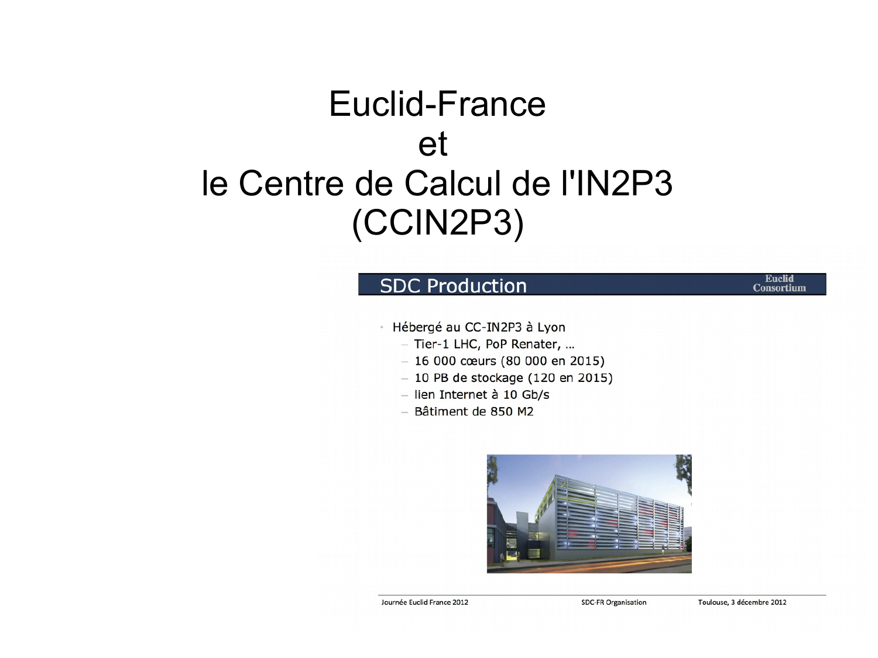# Euclid-France
# et
# le Centre de Calcul de l'IN2P3 (CCIN2P3)

## SDC Production

Euclid Consortium

- Hébergé au CC-IN2P3 à Lyon
  - Tier-1 LHC, PoP Renater, …
  - 16 000 cœurs (80 000 en 2015)
  - 10 PB de stockage (120 en 2015)
  - lien Internet à 10 Gb/s
  - Bâtiment de 850 M2

Journée Euclid France 2012 — SDC-FR Organisation — Toulouse, 3 décembre 2012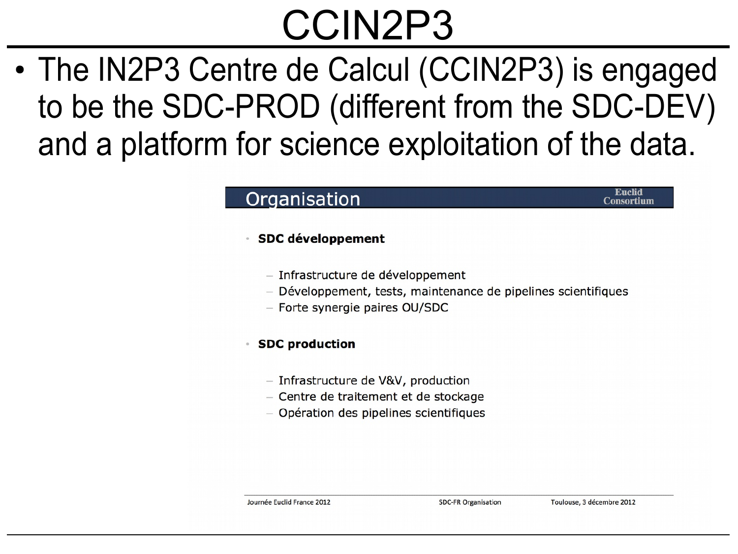# CCIN2P3

- The IN2P3 Centre de Calcul (CCIN2P3) is engaged to be the SDC-PROD (different from the SDC-DEV) and a platform for science exploitation of the data.

## Organisation

Euclid Consortium

- **SDC développement**
  - Infrastructure de développement
  - Développement, tests, maintenance de pipelines scientifiques
  - Forte synergie paires OU/SDC
- **SDC production**
  - Infrastructure de V&V, production
  - Centre de traitement et de stockage
  - Opération des pipelines scientifiques

Journée Euclid France 2012 | SDC-FR Organisation | Toulouse, 3 décembre 2012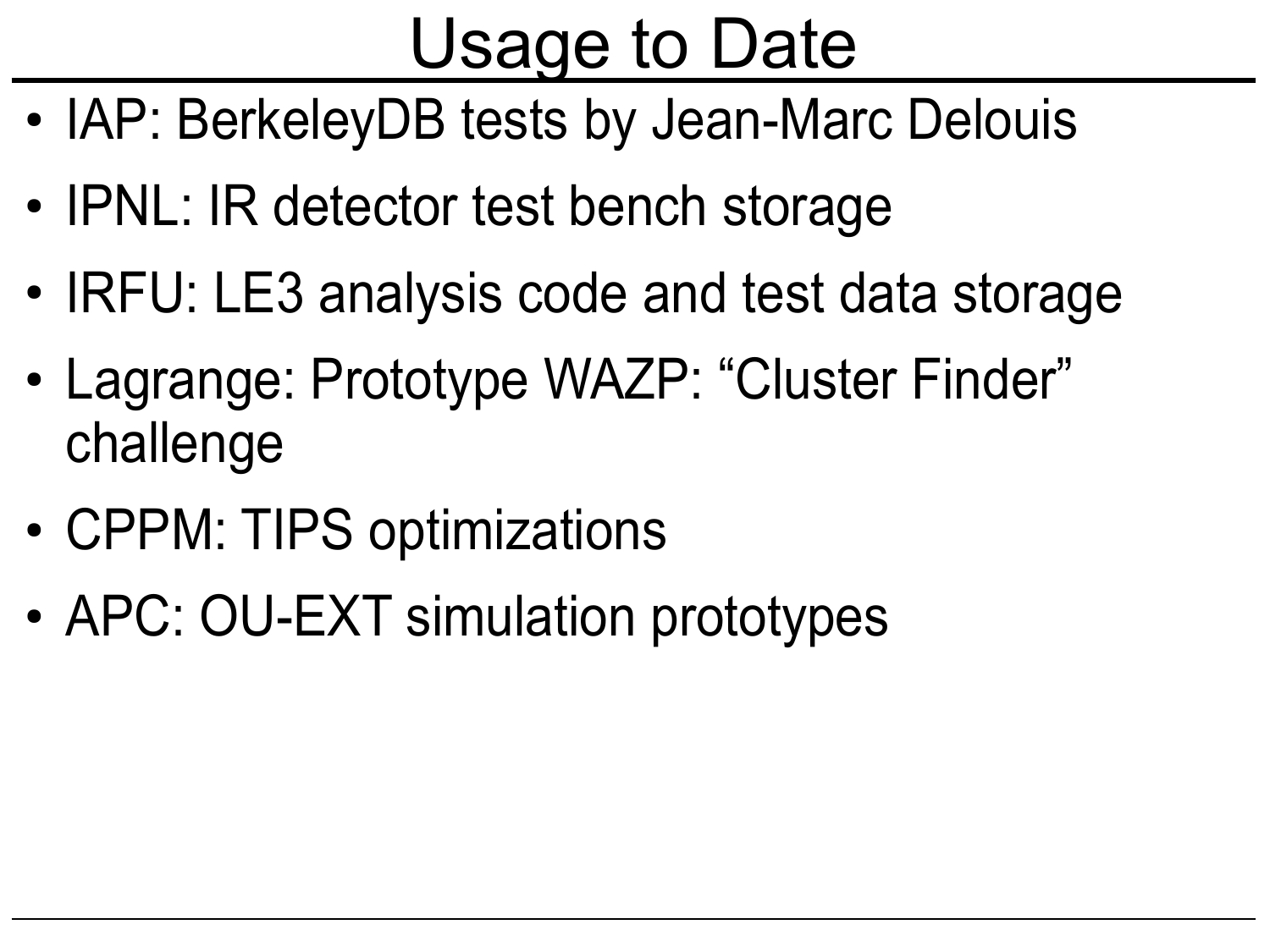# Usage to Date

- IAP: BerkeleyDB tests by Jean-Marc Delouis
- IPNL: IR detector test bench storage
- IRFU: LE3 analysis code and test data storage
- Lagrange: Prototype WAZP: “Cluster Finder” challenge
- CPPM: TIPS optimizations
- APC: OU-EXT simulation prototypes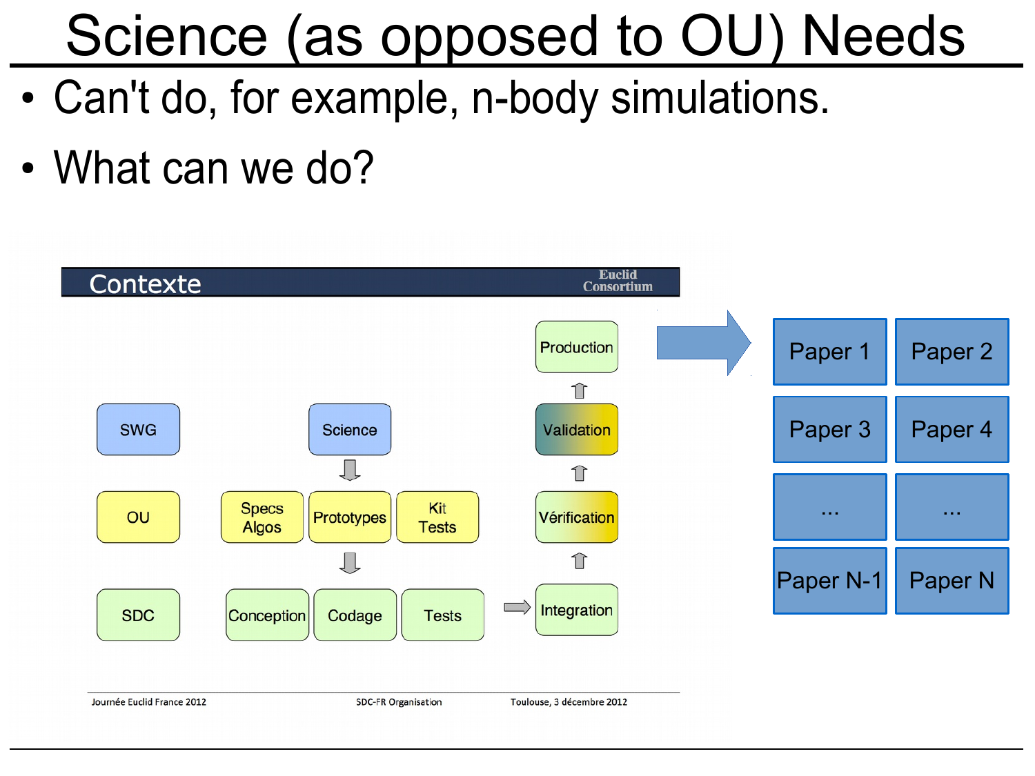# Science (as opposed to OU) Needs

- Can't do, for example, n-body simulations.
- What can we do?

**Contexte** — Euclid Consortium

SWG | Science | Production

OU | Specs Algos | Prototypes | Kit Tests | Validation | Vérification

SDC | Conception | Codage | Tests | Integration

Journée Euclid France 2012 — SDC-FR Organisation — Toulouse, 3 décembre 2012

| Paper 1 | Paper 2 |
|---|---|
| Paper 3 | Paper 4 |
| ... | ... |
| Paper N-1 | Paper N |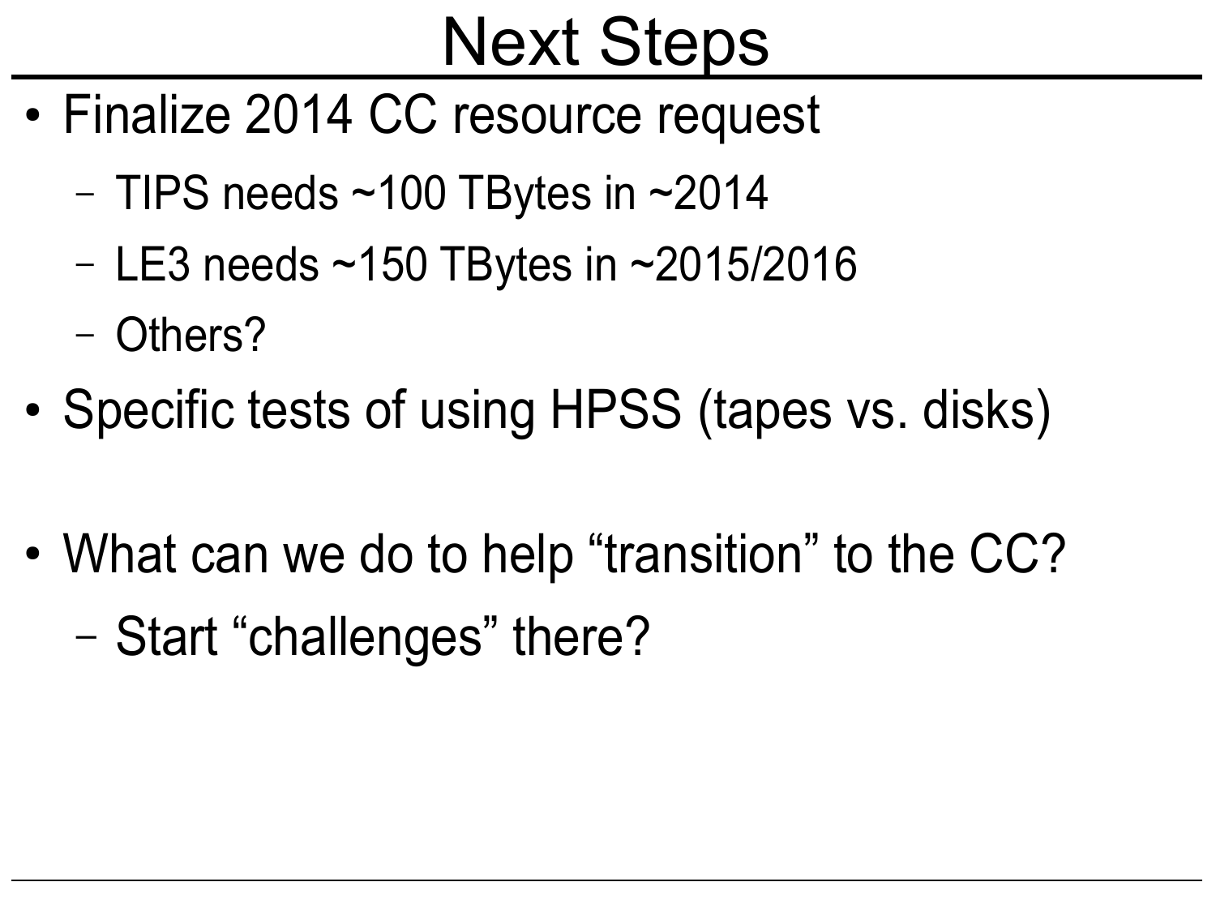# Next Steps

- Finalize 2014 CC resource request
  - TIPS needs ~100 TBytes in ~2014
  - LE3 needs ~150 TBytes in ~2015/2016
  - Others?
- Specific tests of using HPSS (tapes vs. disks)
- What can we do to help “transition” to the CC?
  - Start “challenges” there?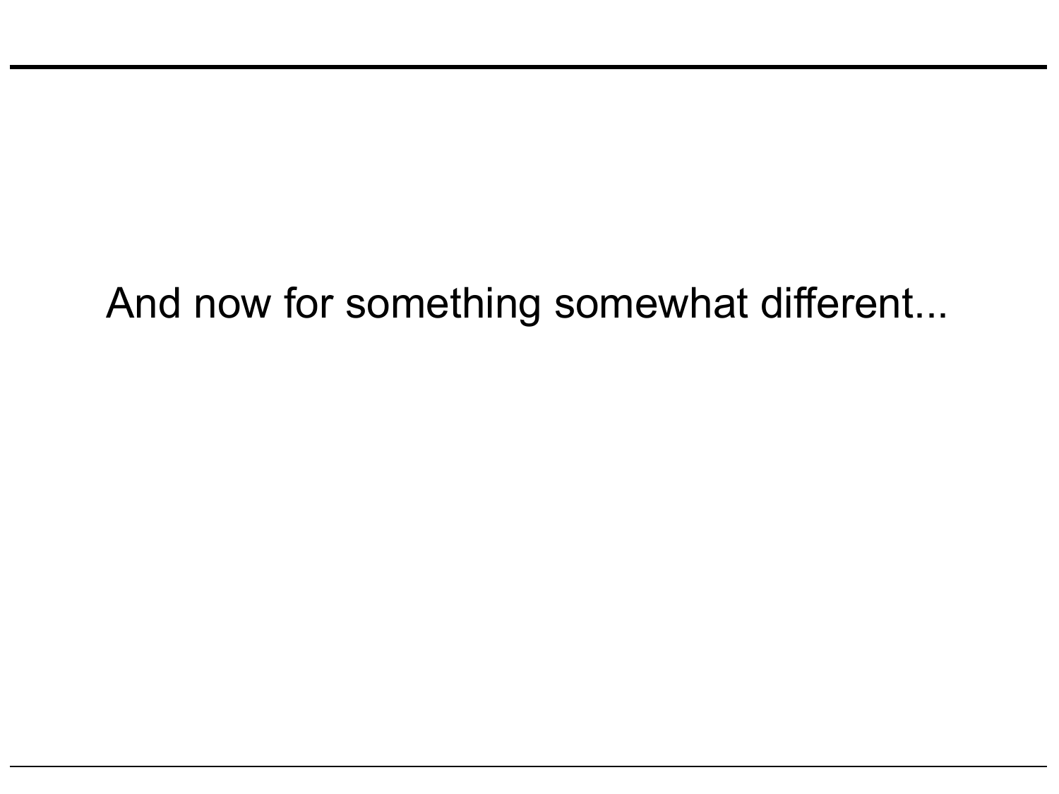And now for something somewhat different...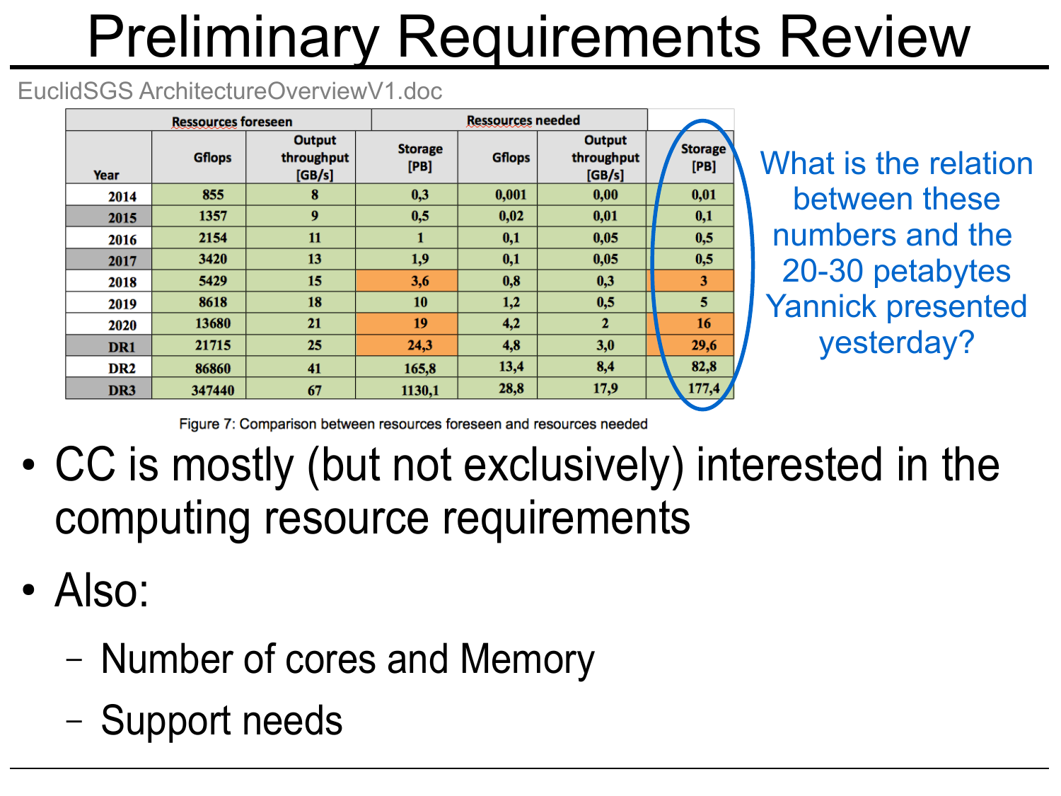# Preliminary Requirements Review

EuclidSGS ArchitectureOverviewV1.doc

| Year | Ressources foreseen | | | Ressources needed | | |
|---|---|---|---|---|---|---|
| | Gflops | Output throughput [GB/s] | Storage [PB] | Gflops | Output throughput [GB/s] | Storage [PB] |
| 2014 | 855 | 8 | 0,3 | 0,001 | 0,00 | 0,01 |
| 2015 | 1357 | 9 | 0,5 | 0,02 | 0,01 | 0,1 |
| 2016 | 2154 | 11 | 1 | 0,1 | 0,05 | 0,5 |
| 2017 | 3420 | 13 | 1,9 | 0,1 | 0,05 | 0,5 |
| 2018 | 5429 | 15 | 3,6 | 0,8 | 0,3 | 3 |
| 2019 | 8618 | 18 | 10 | 1,2 | 0,5 | 5 |
| 2020 | 13680 | 21 | 19 | 4,2 | 2 | 16 |
| DR1 | 21715 | 25 | 24,3 | 4,8 | 3,0 | 29,6 |
| DR2 | 86860 | 41 | 165,8 | 13,4 | 8,4 | 82,8 |
| DR3 | 347440 | 67 | 1130,1 | 28,8 | 17,9 | 177,4 |

Figure 7: Comparison between resources foreseen and resources needed

What is the relation between these numbers and the 20-30 petabytes Yannick presented yesterday?

- CC is mostly (but not exclusively) interested in the computing resource requirements
- Also:
  - Number of cores and Memory
  - Support needs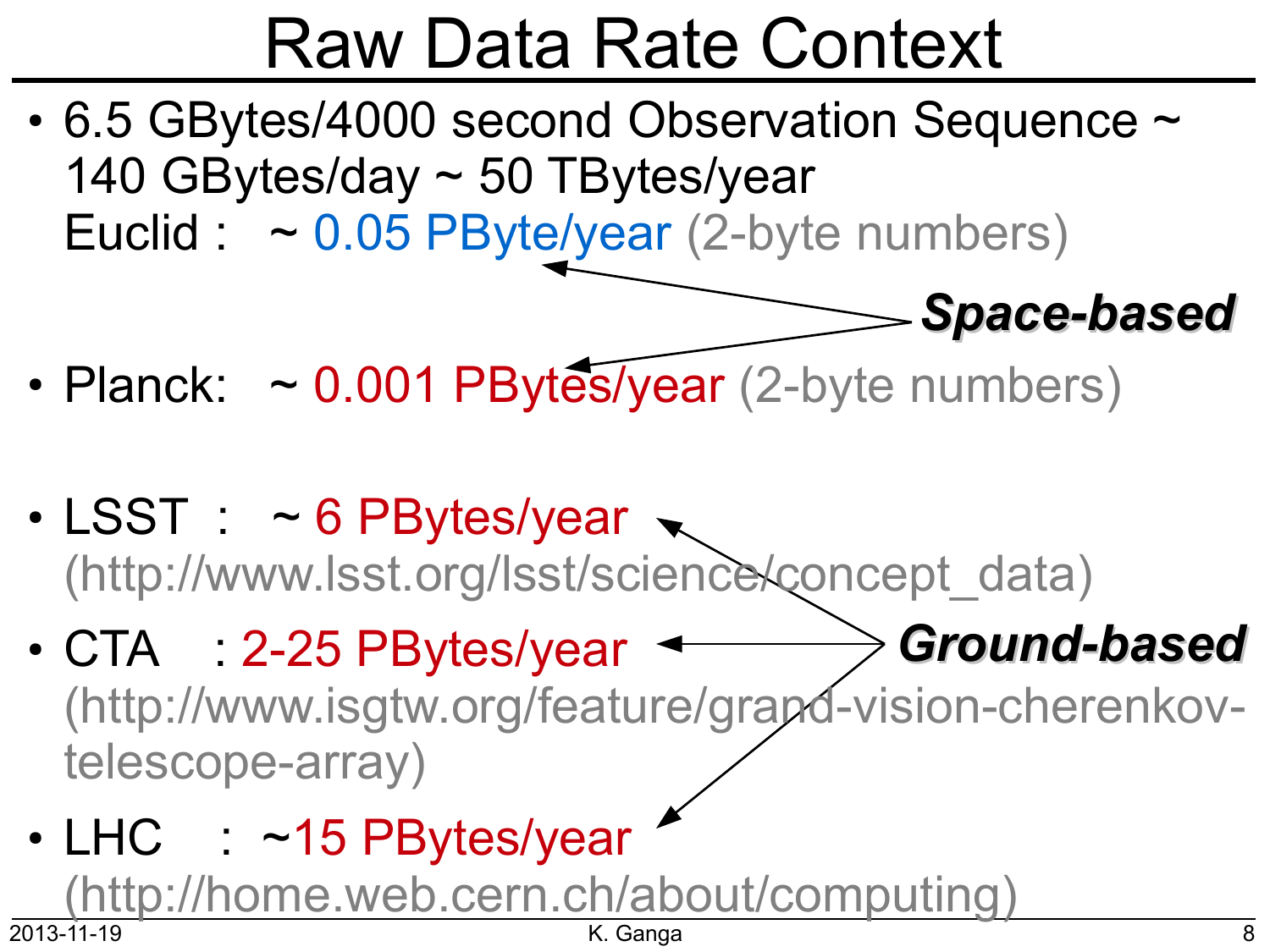# Raw Data Rate Context

- 6.5 GBytes/4000 second Observation Sequence ~ 140 GBytes/day ~ 50 TBytes/year
  Euclid : ~ 0.05 PByte/year (2-byte numbers)

***Space-based***

- Planck: ~ 0.001 PBytes/year (2-byte numbers)

- LSST : ~ 6 PBytes/year (http://www.lsst.org/lsst/science/concept_data)
- CTA : 2-25 PBytes/year (http://www.isgtw.org/feature/grand-vision-cherenkov-telescope-array)
- LHC : ~15 PBytes/year (http://home.web.cern.ch/about/computing)

***Ground-based***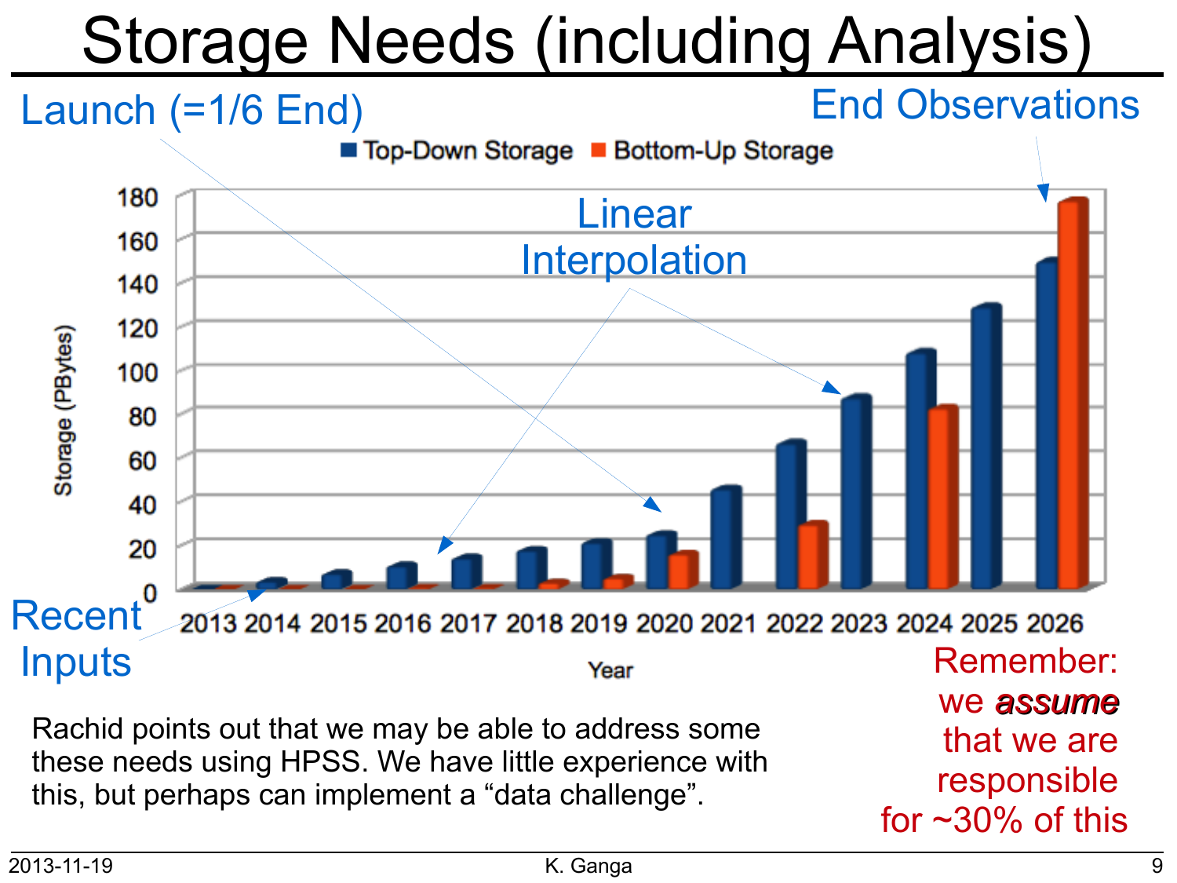# Storage Needs (including Analysis)

Launch (=1/6 End)

End Observations

Linear Interpolation

Recent Inputs

Top-Down Storage | Bottom-Up Storage

Storage (PBytes)

Year

2013 2014 2015 2016 2017 2018 2019 2020 2021 2022 2023 2024 2025 2026

Remember: we *assume* that we are responsible for ~30% of this

Rachid points out that we may be able to address some these needs using HPSS. We have little experience with this, but perhaps can implement a “data challenge”.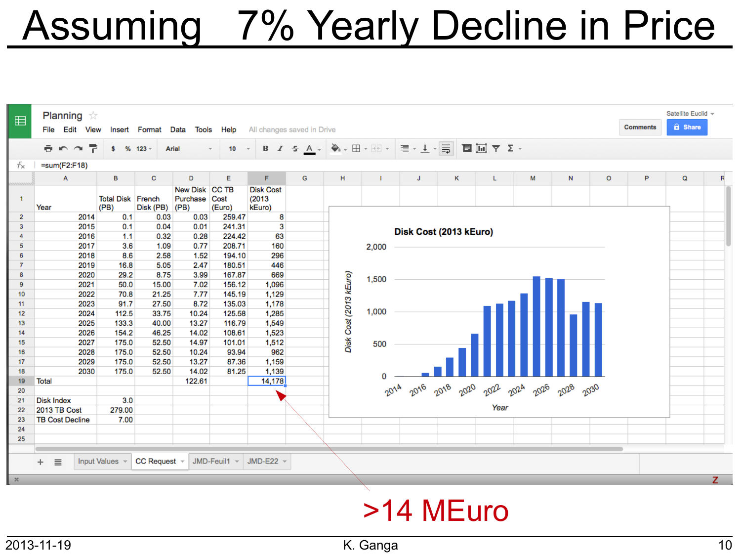# Assuming 7% Yearly Decline in Price

| Year | Total Disk (PB) | French Disk (PB) | New Disk Purchase (PB) | CC TB Cost (Euro) | Disk Cost (2013 kEuro) |
|---|---|---|---|---|---|
| 2014 | 0.1 | 0.03 | 0.03 | 259.47 | 8 |
| 2015 | 0.1 | 0.04 | 0.01 | 241.31 | 3 |
| 2016 | 1.1 | 0.32 | 0.28 | 224.42 | 63 |
| 2017 | 3.6 | 1.09 | 0.77 | 208.71 | 160 |
| 2018 | 8.6 | 2.58 | 1.52 | 194.10 | 296 |
| 2019 | 16.8 | 5.05 | 2.47 | 180.51 | 446 |
| 2020 | 29.2 | 8.75 | 3.99 | 167.87 | 669 |
| 2021 | 50.0 | 15.00 | 7.02 | 156.12 | 1,096 |
| 2022 | 70.8 | 21.25 | 7.77 | 145.19 | 1,129 |
| 2023 | 91.7 | 27.50 | 8.72 | 135.03 | 1,178 |
| 2024 | 112.5 | 33.75 | 10.24 | 125.58 | 1,285 |
| 2025 | 133.3 | 40.00 | 13.27 | 116.79 | 1,549 |
| 2026 | 154.2 | 46.25 | 14.02 | 108.61 | 1,523 |
| 2027 | 175.0 | 52.50 | 14.97 | 101.01 | 1,512 |
| 2028 | 175.0 | 52.50 | 10.24 | 93.94 | 962 |
| 2029 | 175.0 | 52.50 | 13.27 | 87.36 | 1,159 |
| 2030 | 175.0 | 52.50 | 14.02 | 81.25 | 1,139 |
| Total | | | 122.61 | | 14,178 |

| | |
|---|---|
| Disk Index | 3.0 |
| 2013 TB Cost | 279.00 |
| TB Cost Decline | 7.00 |

>14 MEuro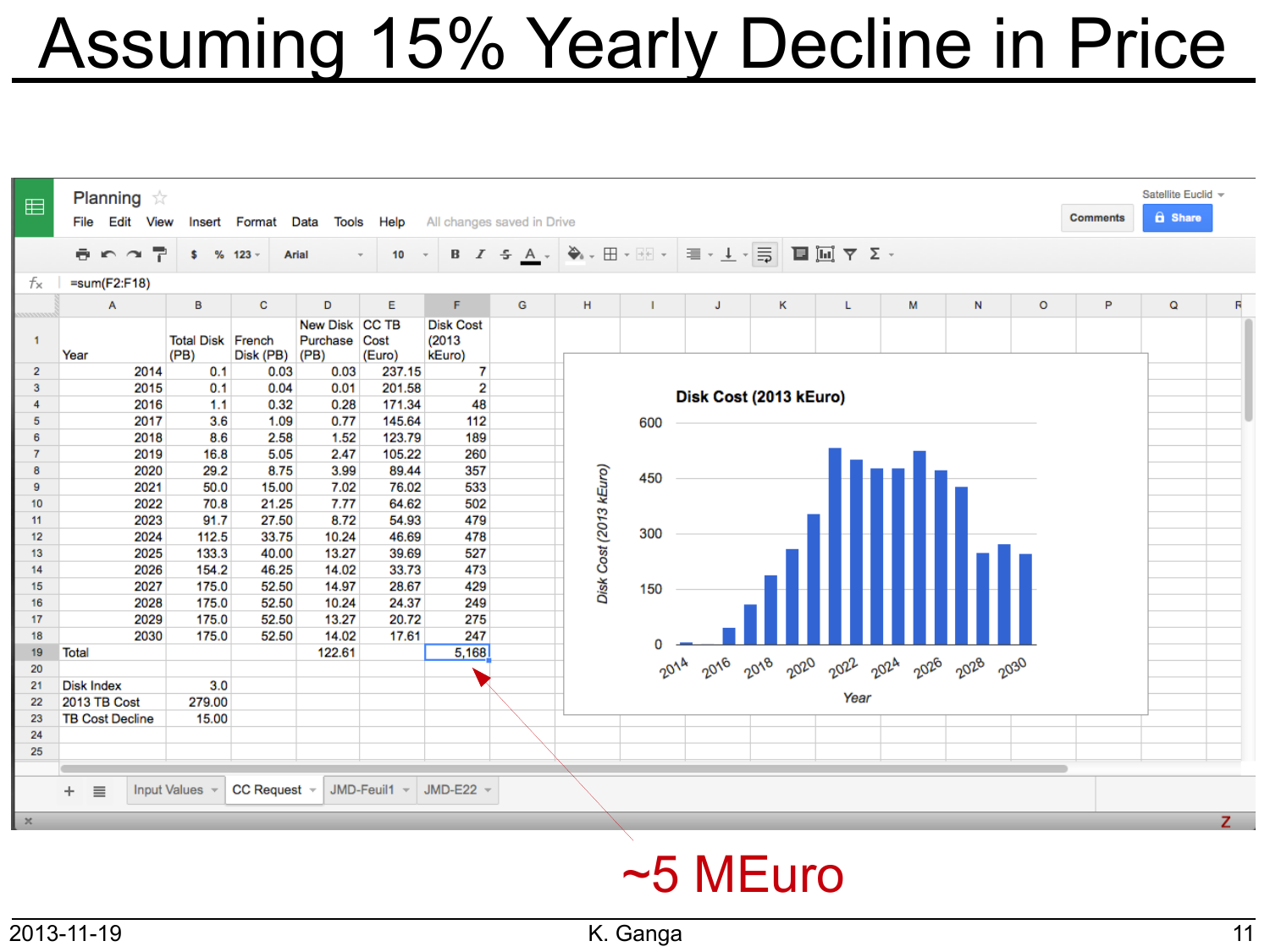# Assuming 15% Yearly Decline in Price

| Year | Total Disk (PB) | French Disk (PB) | New Disk Purchase (PB) | CC TB Cost (Euro) | Disk Cost (2013 kEuro) |
|---|---|---|---|---|---|
| 2014 | 0.1 | 0.03 | 0.03 | 237.15 | 7 |
| 2015 | 0.1 | 0.04 | 0.01 | 201.58 | 2 |
| 2016 | 1.1 | 0.32 | 0.28 | 171.34 | 48 |
| 2017 | 3.6 | 1.09 | 0.77 | 145.64 | 112 |
| 2018 | 8.6 | 2.58 | 1.52 | 123.79 | 189 |
| 2019 | 16.8 | 5.05 | 2.47 | 105.22 | 260 |
| 2020 | 29.2 | 8.75 | 3.99 | 89.44 | 357 |
| 2021 | 50.0 | 15.00 | 7.02 | 76.02 | 533 |
| 2022 | 70.8 | 21.25 | 7.77 | 64.62 | 502 |
| 2023 | 91.7 | 27.50 | 8.72 | 54.93 | 479 |
| 2024 | 112.5 | 33.75 | 10.24 | 46.69 | 478 |
| 2025 | 133.3 | 40.00 | 13.27 | 39.69 | 527 |
| 2026 | 154.2 | 46.25 | 14.02 | 33.73 | 473 |
| 2027 | 175.0 | 52.50 | 14.97 | 28.67 | 429 |
| 2028 | 175.0 | 52.50 | 10.24 | 24.37 | 249 |
| 2029 | 175.0 | 52.50 | 13.27 | 20.72 | 275 |
| 2030 | 175.0 | 52.50 | 14.02 | 17.61 | 247 |
| Total | | | 122.61 | | 5,168 |

| | |
|---|---|
| Disk Index | 3.0 |
| 2013 TB Cost | 279.00 |
| TB Cost Decline | 15.00 |

~5 MEuro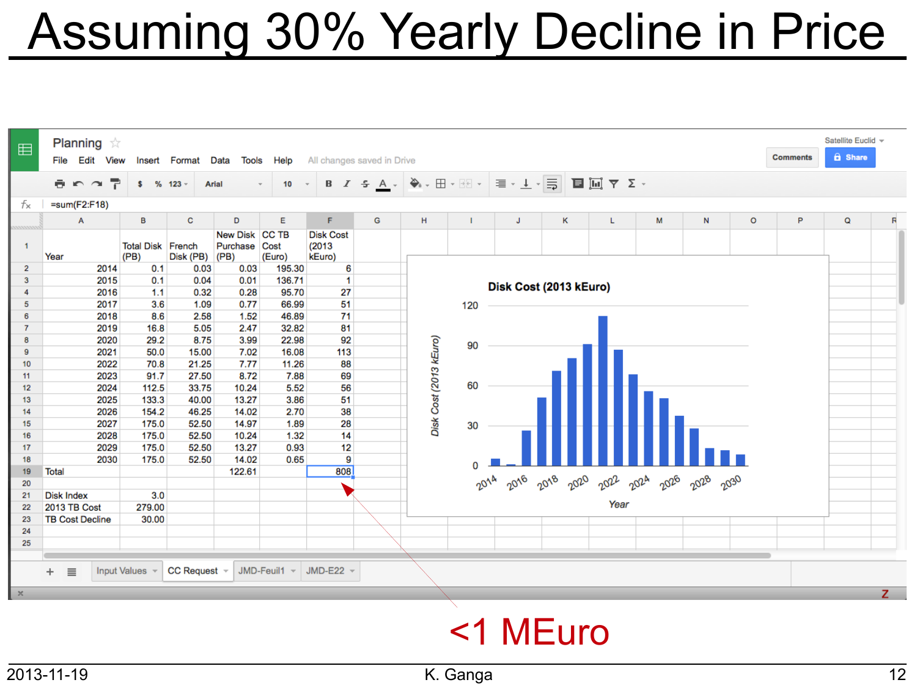# Assuming 30% Yearly Decline in Price

Planning

File Edit View Insert Format Data Tools Help All changes saved in Drive

=sum(F2:F18)

| Year | Total Disk (PB) | French Disk (PB) | New Disk Purchase (PB) | CC TB Cost (Euro) | Disk Cost (2013 kEuro) |
|---|---|---|---|---|---|
| 2014 | 0.1 | 0.03 | 0.03 | 195.30 | 6 |
| 2015 | 0.1 | 0.04 | 0.01 | 136.71 | 1 |
| 2016 | 1.1 | 0.32 | 0.28 | 95.70 | 27 |
| 2017 | 3.6 | 1.09 | 0.77 | 66.99 | 51 |
| 2018 | 8.6 | 2.58 | 1.52 | 46.89 | 71 |
| 2019 | 16.8 | 5.05 | 2.47 | 32.82 | 81 |
| 2020 | 29.2 | 8.75 | 3.99 | 22.98 | 92 |
| 2021 | 50.0 | 15.00 | 7.02 | 16.08 | 113 |
| 2022 | 70.8 | 21.25 | 7.77 | 11.26 | 88 |
| 2023 | 91.7 | 27.50 | 8.72 | 7.88 | 69 |
| 2024 | 112.5 | 33.75 | 10.24 | 5.52 | 56 |
| 2025 | 133.3 | 40.00 | 13.27 | 3.86 | 51 |
| 2026 | 154.2 | 46.25 | 14.02 | 2.70 | 38 |
| 2027 | 175.0 | 52.50 | 14.97 | 1.89 | 28 |
| 2028 | 175.0 | 52.50 | 10.24 | 1.32 | 14 |
| 2029 | 175.0 | 52.50 | 13.27 | 0.93 | 12 |
| 2030 | 175.0 | 52.50 | 14.02 | 0.65 | 9 |
| Total | | | 122.61 | | 808 |

| | |
|---|---|
| Disk Index | 3.0 |
| 2013 TB Cost | 279.00 |
| TB Cost Decline | 30.00 |

Disk Cost (2013 kEuro)

Disk Cost (2013 kEuro)

120
90
60
30
0

2014 2016 2018 2020 2022 2024 2026 2028 2030

Year

Input Values | CC Request | JMD-Feuil1 | JMD-E22

<1 MEuro

2013-11-19 K. Ganga